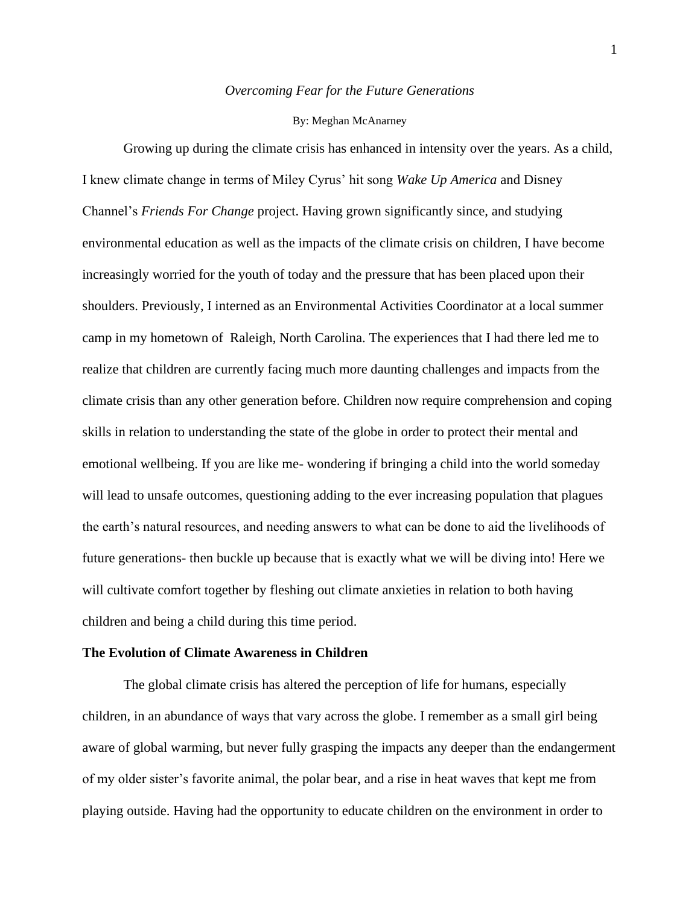*Overcoming Fear for the Future Generations*

By: Meghan McAnarney

Growing up during the climate crisis has enhanced in intensity over the years. As a child, I knew climate change in terms of Miley Cyrus' hit song *Wake Up America* and Disney Channel's *Friends For Change* project. Having grown significantly since, and studying environmental education as well as the impacts of the climate crisis on children, I have become increasingly worried for the youth of today and the pressure that has been placed upon their shoulders. Previously, I interned as an Environmental Activities Coordinator at a local summer camp in my hometown of Raleigh, North Carolina. The experiences that I had there led me to realize that children are currently facing much more daunting challenges and impacts from the climate crisis than any other generation before. Children now require comprehension and coping skills in relation to understanding the state of the globe in order to protect their mental and emotional wellbeing. If you are like me- wondering if bringing a child into the world someday will lead to unsafe outcomes, questioning adding to the ever increasing population that plagues the earth's natural resources, and needing answers to what can be done to aid the livelihoods of future generations- then buckle up because that is exactly what we will be diving into! Here we will cultivate comfort together by fleshing out climate anxieties in relation to both having children and being a child during this time period.

## The Evolution of Climate Awareness in Children

The global climate crisis has altered the perception of life for humans, especially children, in an abundance of ways that vary across the globe. I remember as a small girl being aware of global warming, but never fully grasping the impacts any deeper than the endangerment of my older sister's favorite animal, the polar bear, and a rise in heat waves that kept me from playing outside. Having had the opportunity to educate children on the environment in order to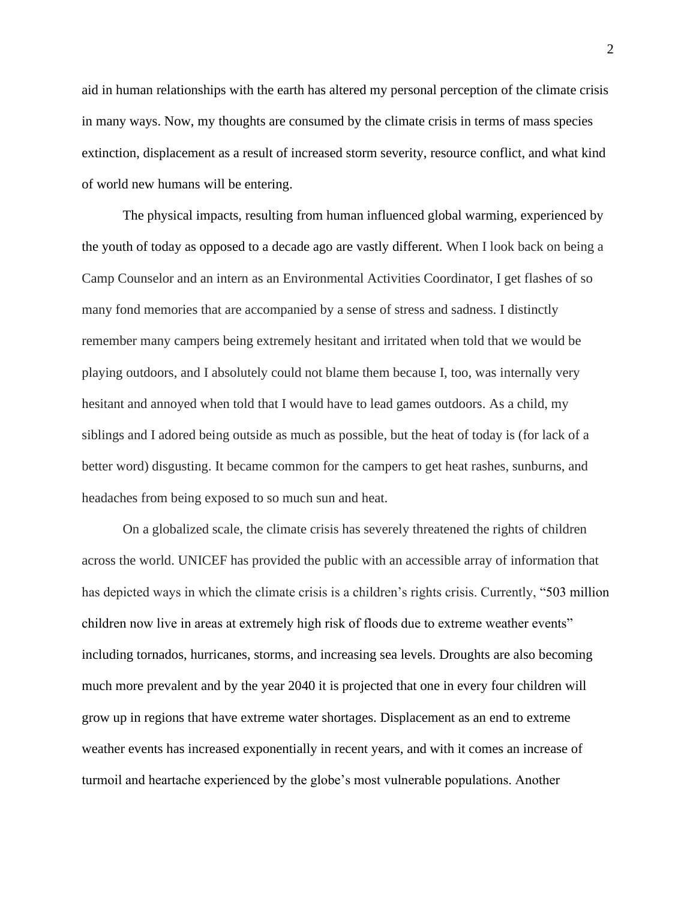aid in human relationships with the earth has altered my personal perception of the climate crisis in many ways. Now, my thoughts are consumed by the climate crisis in terms of mass species extinction, displacement as a result of increased storm severity, resource conflict, and what kind of world new humans will be entering.

The physical impacts, resulting from human influenced global warming, experienced by the youth of today as opposed to a decade ago are vastly different. When I look back on being a Camp Counselor and an intern as an Environmental Activities Coordinator, I get flashes of so many fond memories that are accompanied by a sense of stress and sadness. I distinctly remember many campers being extremely hesitant and irritated when told that we would be playing outdoors, and I absolutely could not blame them because I, too, was internally very hesitant and annoyed when told that I would have to lead games outdoors. As a child, my siblings and I adored being outside as much as possible, but the heat of today is (for lack of a better word) disgusting. It became common for the campers to get heat rashes, sunburns, and headaches from being exposed to so much sun and heat.

On a globalized scale, the climate crisis has severely threatened the rights of children across the world. UNICEF has provided the public with an accessible array of information that has depicted ways in which the climate crisis is a children's rights crisis. Currently, "503 million children now live in areas at extremely high risk of floods due to extreme weather events" including tornados, hurricanes, storms, and increasing sea levels. Droughts are also becoming much more prevalent and by the year 2040 it is projected that one in every four children will grow up in regions that have extreme water shortages. Displacement as an end to extreme weather events has increased exponentially in recent years, and with it comes an increase of turmoil and heartache experienced by the globe's most vulnerable populations. Another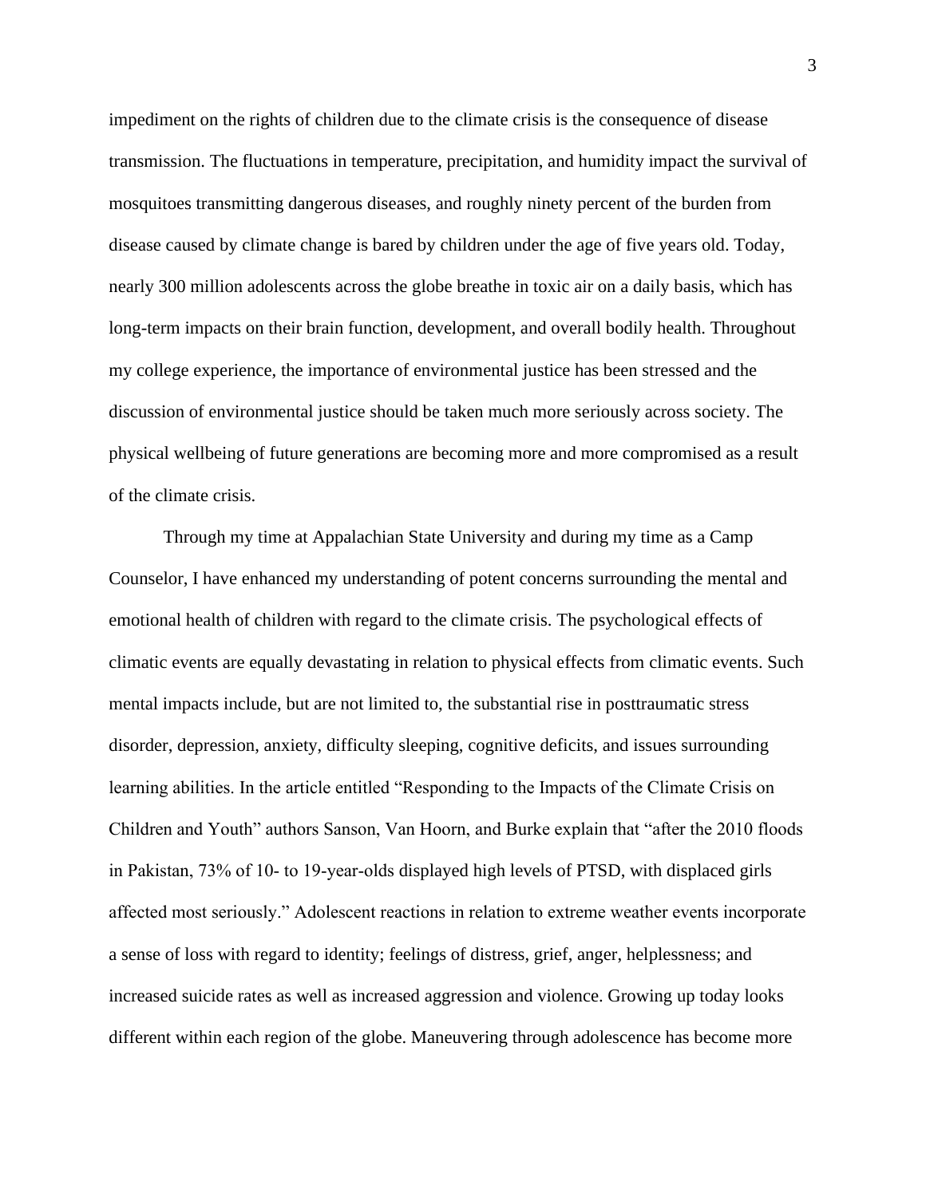impediment on the rights of children due to the climate crisis is the consequence of disease transmission. The fluctuations in temperature, precipitation, and humidity impact the survival of mosquitoes transmitting dangerous diseases, and roughly ninety percent of the burden from disease caused by climate change is bared by children under the age of five years old. Today, nearly 300 million adolescents across the globe breathe in toxic air on a daily basis, which has long-term impacts on their brain function, development, and overall bodily health. Throughout my college experience, the importance of environmental justice has been stressed and the discussion of environmental justice should be taken much more seriously across society. The physical wellbeing of future generations are becoming more and more compromised as a result of the climate crisis.

Through my time at Appalachian State University and during my time as a Camp Counselor, I have enhanced my understanding of potent concerns surrounding the mental and emotional health of children with regard to the climate crisis. The psychological effects of climatic events are equally devastating in relation to physical effects from climatic events. Such mental impacts include, but are not limited to, the substantial rise in posttraumatic stress disorder, depression, anxiety, difficulty sleeping, cognitive deficits, and issues surrounding learning abilities. In the article entitled "Responding to the Impacts of the Climate Crisis on Children and Youth" authors Sanson, Van Hoorn, and Burke explain that "after the 2010 floods in Pakistan, 73% of 10- to 19-year-olds displayed high levels of PTSD, with displaced girls affected most seriously." Adolescent reactions in relation to extreme weather events incorporate a sense of loss with regard to identity; feelings of distress, grief, anger, helplessness; and increased suicide rates as well as increased aggression and violence. Growing up today looks different within each region of the globe. Maneuvering through adolescence has become more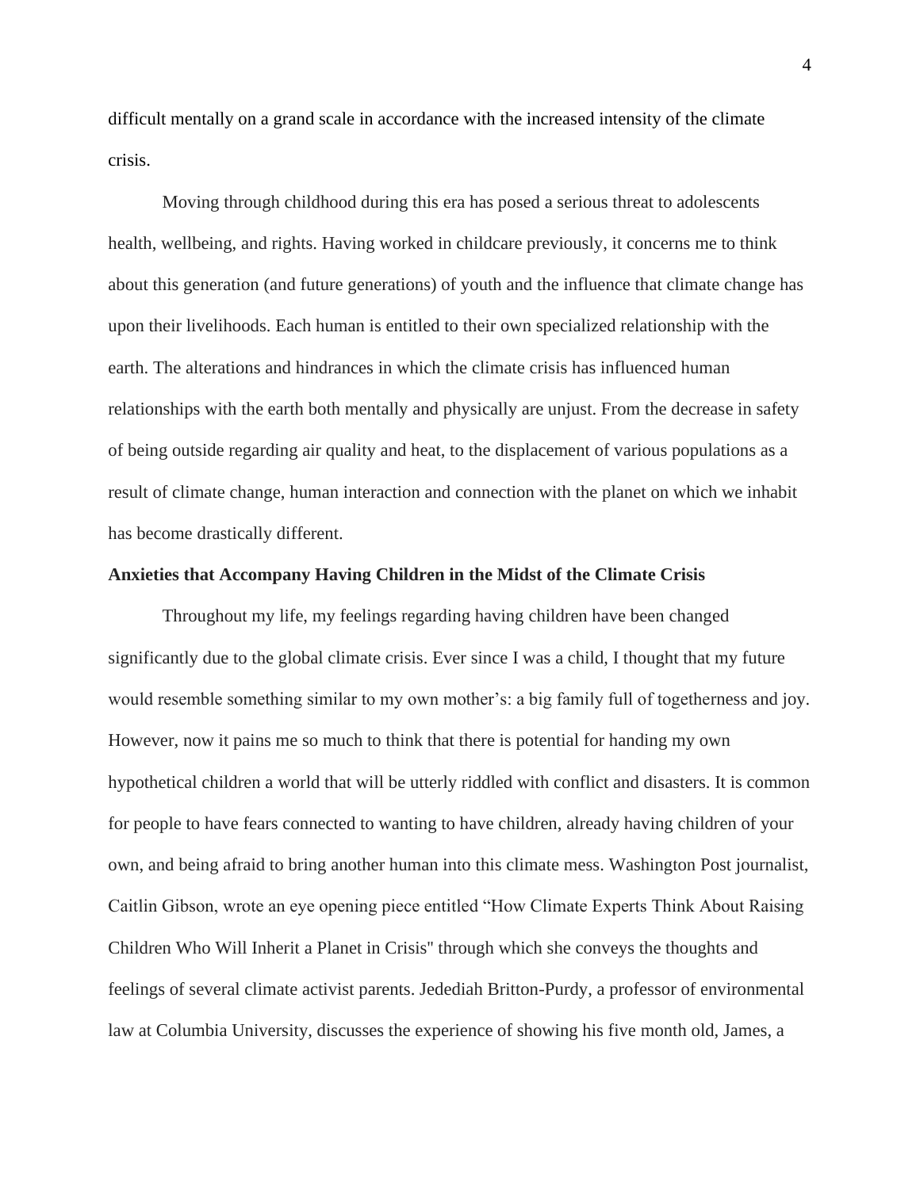difficult mentally on a grand scale in accordance with the increased intensity of the climate crisis.

Moving through childhood during this era has posed a serious threat to adolescents health, wellbeing, and rights. Having worked in childcare previously, it concerns me to think about this generation (and future generations) of youth and the influence that climate change has upon their livelihoods. Each human is entitled to their own specialized relationship with the earth. The alterations and hindrances in which the climate crisis has influenced human relationships with the earth both mentally and physically are unjust. From the decrease in safety of being outside regarding air quality and heat, to the displacement of various populations as a result of climate change, human interaction and connection with the planet on which we inhabit has become drastically different.

**Anxieties that Accompany Having Children in the Midst of the Climate Crisis**

Throughout my life, my feelings regarding having children have been changed significantly due to the global climate crisis. Ever since I was a child, I thought that my future would resemble something similar to my own mother's: a big family full of togetherness and joy. However, now it pains me so much to think that there is potential for handing my own hypothetical children a world that will be utterly riddled with conflict and disasters. It is common for people to have fears connected to wanting to have children, already having children of your own, and being afraid to bring another human into this climate mess. Washington Post journalist, Caitlin Gibson, wrote an eye opening piece entitled "How Climate Experts Think About Raising Children Who Will Inherit a Planet in Crisis" through which she conveys the thoughts and feelings of several climate activist parents. Jedediah Britton-Purdy, a professor of environmental law at Columbia University, discusses the experience of showing his five month old, James, a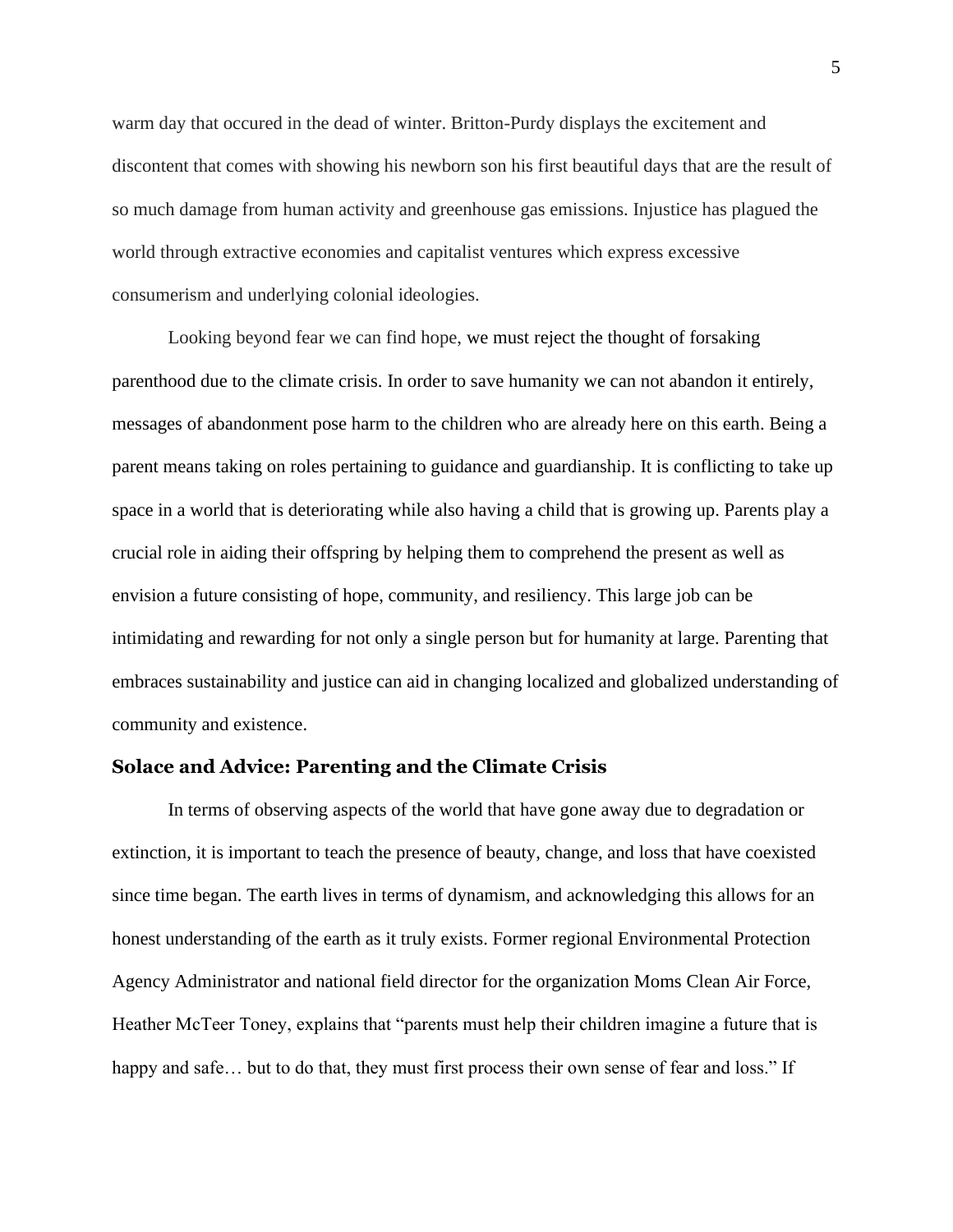warm day that occured in the dead of winter. Britton-Purdy displays the excitement and discontent that comes with showing his newborn son his first beautiful days that are the result of so much damage from human activity and greenhouse gas emissions. Injustice has plagued the world through extractive economies and capitalist ventures which express excessive consumerism and underlying colonial ideologies.

Looking beyond fear we can find hope, we must reject the thought of forsaking parenthood due to the climate crisis. In order to save humanity we can not abandon it entirely, messages of abandonment pose harm to the children who are already here on this earth. Being a parent means taking on roles pertaining to guidance and guardianship. It is conflicting to take up space in a world that is deteriorating while also having a child that is growing up. Parents play a crucial role in aiding their offspring by helping them to comprehend the present as well as envision a future consisting of hope, community, and resiliency. This large job can be intimidating and rewarding for not only a single person but for humanity at large. Parenting that embraces sustainability and justice can aid in changing localized and globalized understanding of community and existence.

## Solace and Advice: Parenting and the Climate Crisis

In terms of observing aspects of the world that have gone away due to degradation or extinction, it is important to teach the presence of beauty, change, and loss that have coexisted since time began. The earth lives in terms of dynamism, and acknowledging this allows for an honest understanding of the earth as it truly exists. Former regional Environmental Protection Agency Administrator and national field director for the organization Moms Clean Air Force, Heather McTeer Toney, explains that "parents must help their children imagine a future that is happy and safe… but to do that, they must first process their own sense of fear and loss." If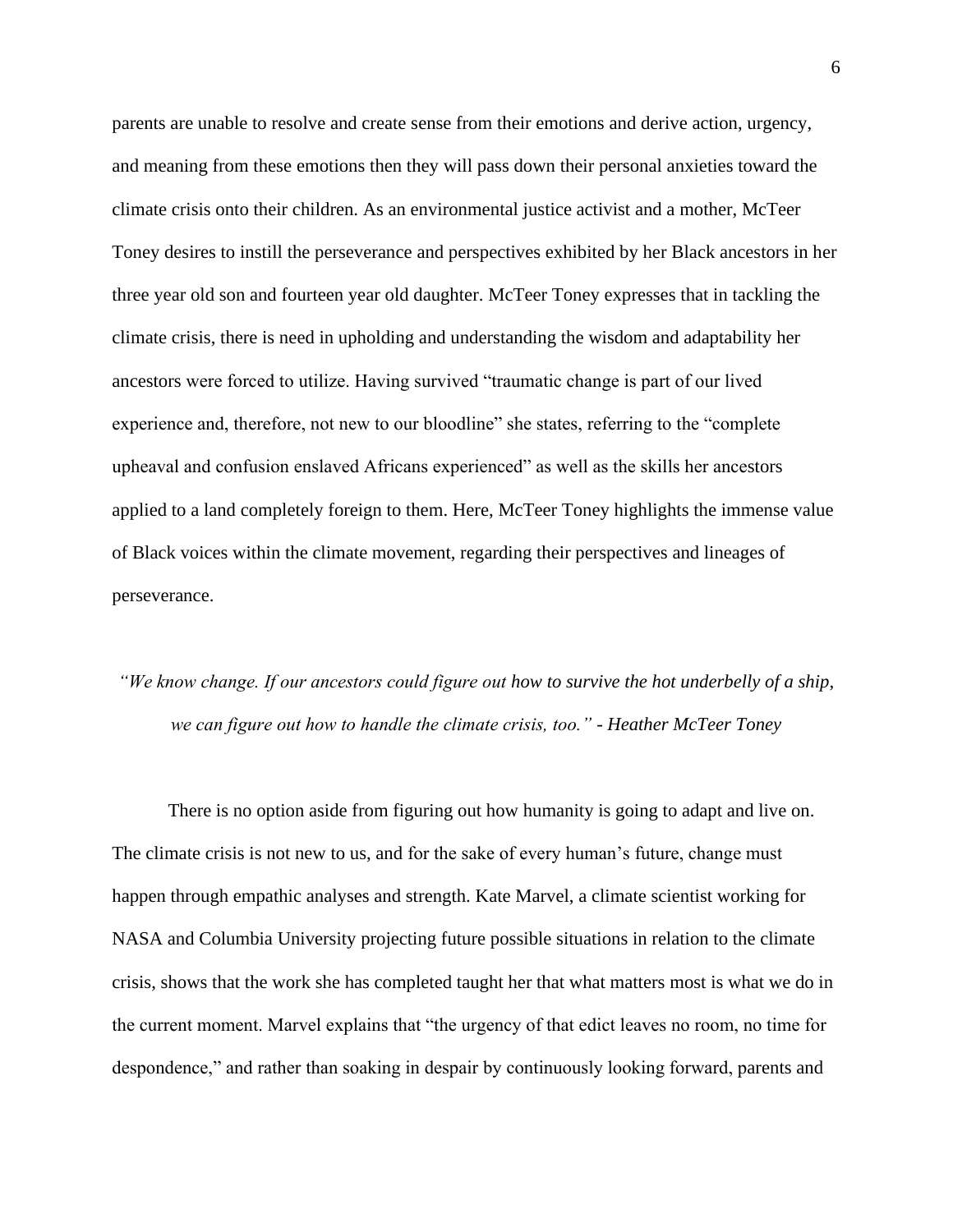parents are unable to resolve and create sense from their emotions and derive action, urgency, and meaning from these emotions then they will pass down their personal anxieties toward the climate crisis onto their children. As an environmental justice activist and a mother, McTeer Toney desires to instill the perseverance and perspectives exhibited by her Black ancestors in her three year old son and fourteen year old daughter. McTeer Toney expresses that in tackling the climate crisis, there is need in upholding and understanding the wisdom and adaptability her ancestors were forced to utilize. Having survived "traumatic change is part of our lived experience and, therefore, not new to our bloodline" she states, referring to the "complete upheaval and confusion enslaved Africans experienced" as well as the skills her ancestors applied to a land completely foreign to them. Here, McTeer Toney highlights the immense value of Black voices within the climate movement, regarding their perspectives and lineages of perseverance.

*"We know change. If our ancestors could figure out how to survive the hot underbelly of a ship, we can figure out how to handle the climate crisis, too." - Heather McTeer Toney*

There is no option aside from figuring out how humanity is going to adapt and live on. The climate crisis is not new to us, and for the sake of every human's future, change must happen through empathic analyses and strength. Kate Marvel, a climate scientist working for NASA and Columbia University projecting future possible situations in relation to the climate crisis, shows that the work she has completed taught her that what matters most is what we do in the current moment. Marvel explains that "the urgency of that edict leaves no room, no time for despondence," and rather than soaking in despair by continuously looking forward, parents and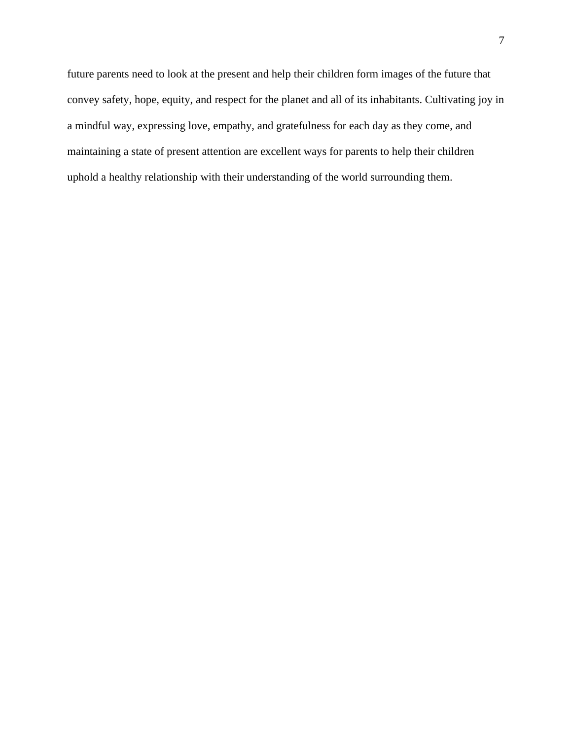future parents need to look at the present and help their children form images of the future that convey safety, hope, equity, and respect for the planet and all of its inhabitants. Cultivating joy in a mindful way, expressing love, empathy, and gratefulness for each day as they come, and maintaining a state of present attention are excellent ways for parents to help their children uphold a healthy relationship with their understanding of the world surrounding them.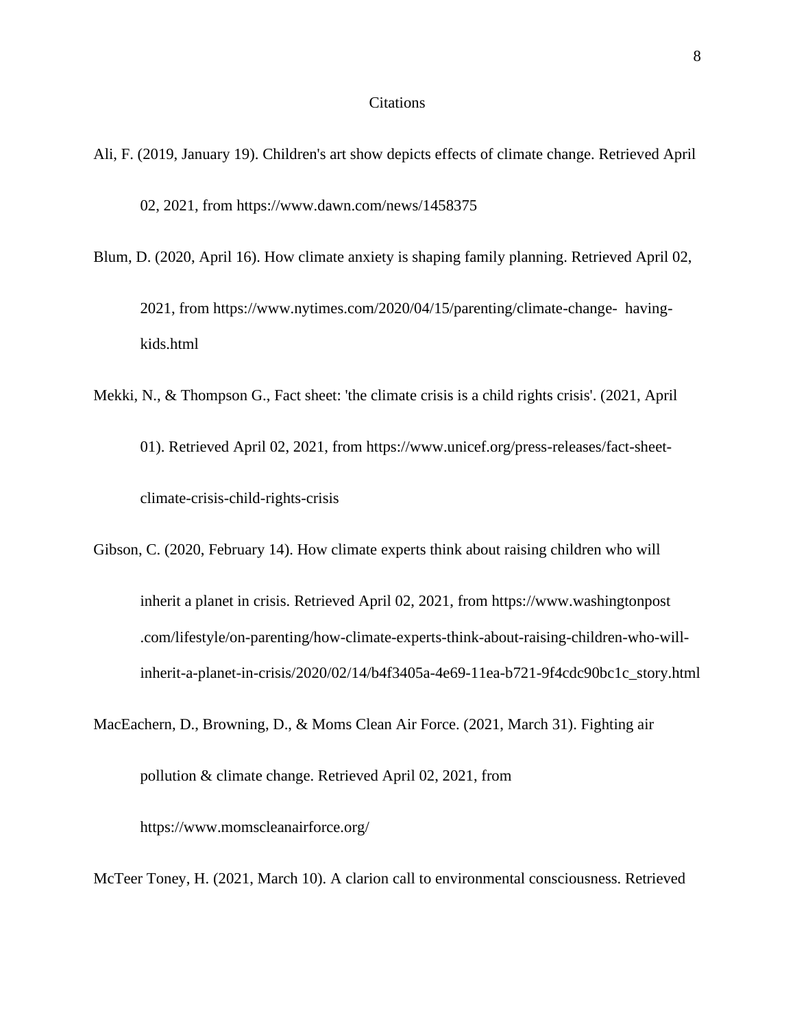# Citations

Ali, F. (2019, January 19). Children's art show depicts effects of climate change. Retrieved April 02, 2021, from https://www.dawn.com/news/1458375

Blum, D. (2020, April 16). How climate anxiety is shaping family planning. Retrieved April 02, 2021, from https://www.nytimes.com/2020/04/15/parenting/climate-change- having-kids.html

Mekki, N., & Thompson G., Fact sheet: 'the climate crisis is a child rights crisis'. (2021, April 01). Retrieved April 02, 2021, from https://www.unicef.org/press-releases/fact-sheet-climate-crisis-child-rights-crisis

Gibson, C. (2020, February 14). How climate experts think about raising children who will inherit a planet in crisis. Retrieved April 02, 2021, from https://www.washingtonpost .com/lifestyle/on-parenting/how-climate-experts-think-about-raising-children-who-will-inherit-a-planet-in-crisis/2020/02/14/b4f3405a-4e69-11ea-b721-9f4cdc90bc1c_story.html

MacEachern, D., Browning, D., & Moms Clean Air Force. (2021, March 31). Fighting air pollution & climate change. Retrieved April 02, 2021, from https://www.momscleanairforce.org/

McTeer Toney, H. (2021, March 10). A clarion call to environmental consciousness. Retrieved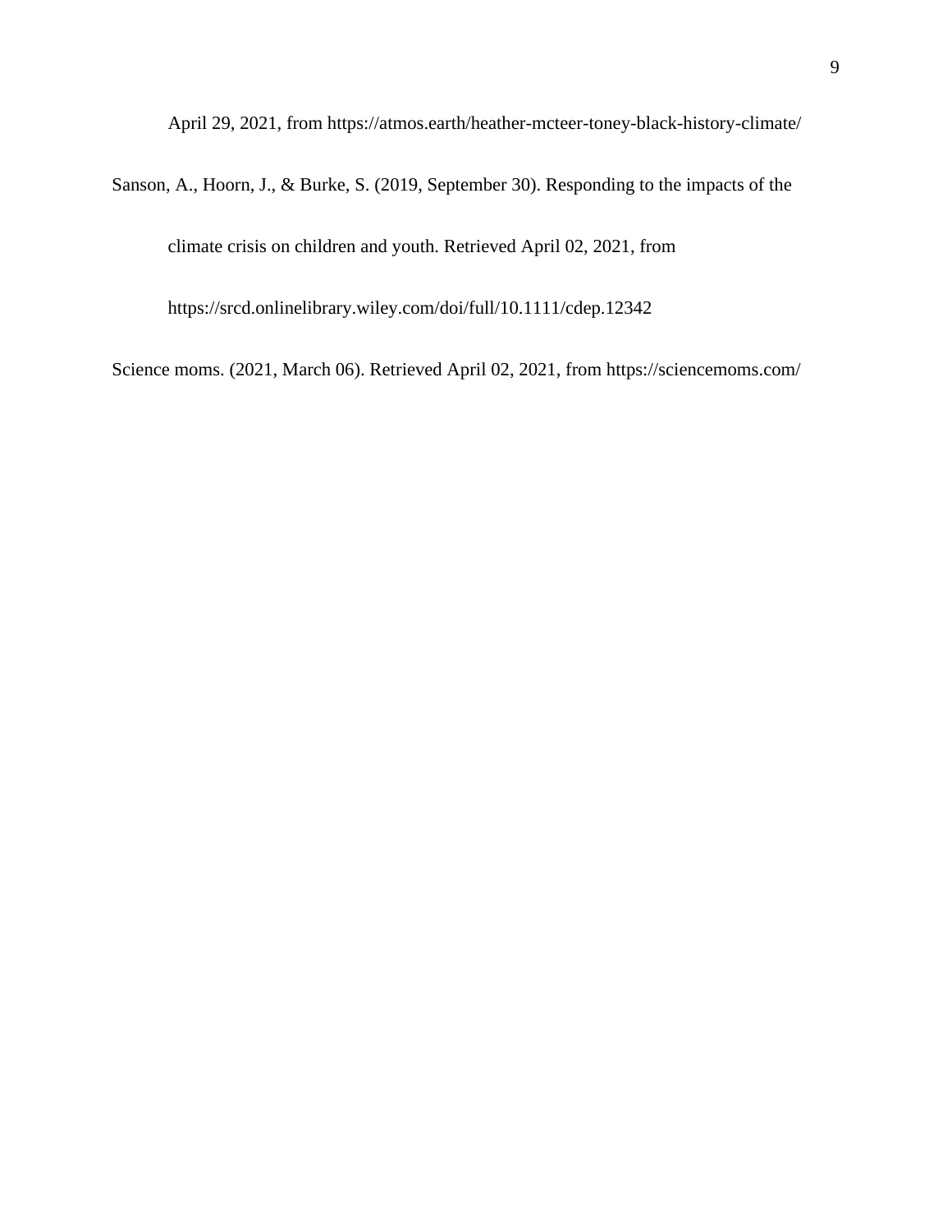April 29, 2021, from https://atmos.earth/heather-mcteer-toney-black-history-climate/

Sanson, A., Hoorn, J., & Burke, S. (2019, September 30). Responding to the impacts of the climate crisis on children and youth. Retrieved April 02, 2021, from https://srcd.onlinelibrary.wiley.com/doi/full/10.1111/cdep.12342

Science moms. (2021, March 06). Retrieved April 02, 2021, from https://sciencemoms.com/